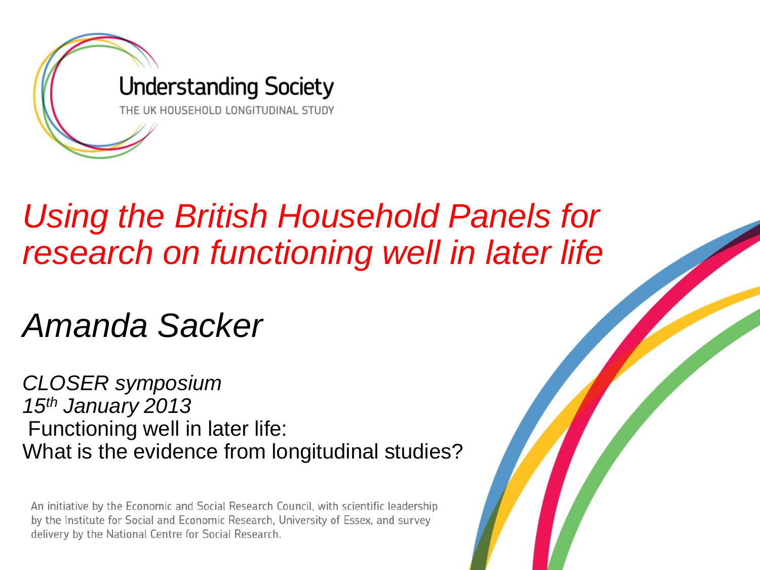Understanding Society

THE UK HOUSEHOLD LONGITUDINAL STUDY

# *Using the British Household Panels for research on functioning well in later life*

## *Amanda Sacker*

*CLOSER symposium*
*15th January 2013*
Functioning well in later life:
What is the evidence from longitudinal studies?

An initiative by the Economic and Social Research Council, with scientific leadership by the Institute for Social and Economic Research, University of Essex, and survey delivery by the National Centre for Social Research.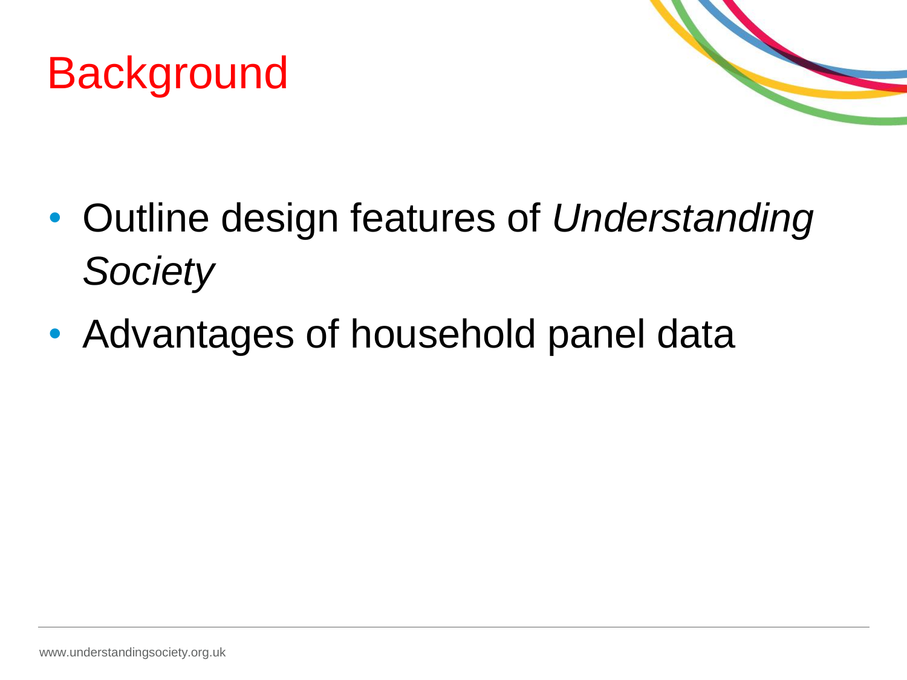# Background

- Outline design features of *Understanding Society*
- Advantages of household panel data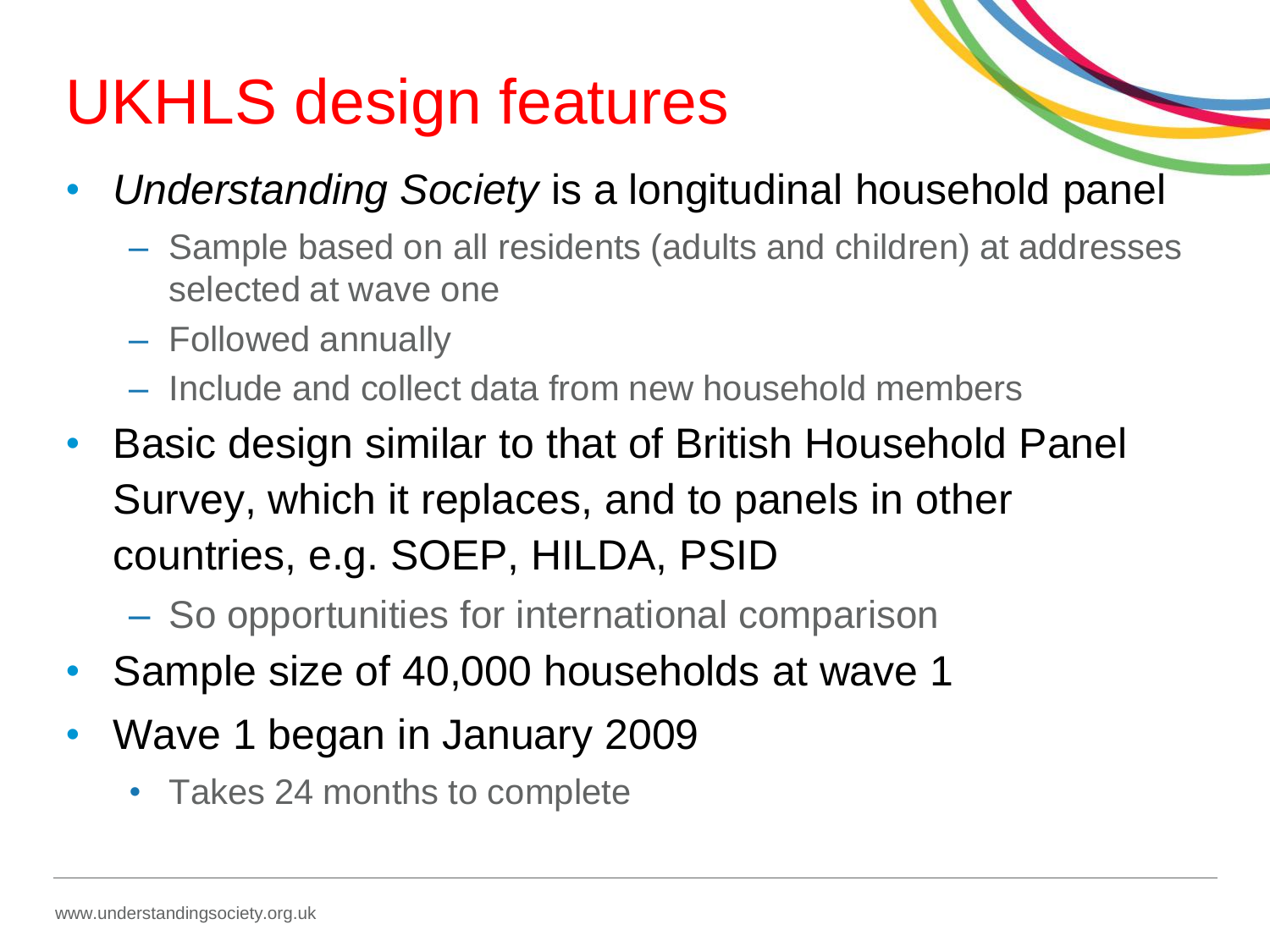# UKHLS design features

- *Understanding Society* is a longitudinal household panel
  - Sample based on all residents (adults and children) at addresses selected at wave one
  - Followed annually
  - Include and collect data from new household members
- Basic design similar to that of British Household Panel Survey, which it replaces, and to panels in other countries, e.g. SOEP, HILDA, PSID
  - So opportunities for international comparison
- Sample size of 40,000 households at wave 1
- Wave 1 began in January 2009
  - Takes 24 months to complete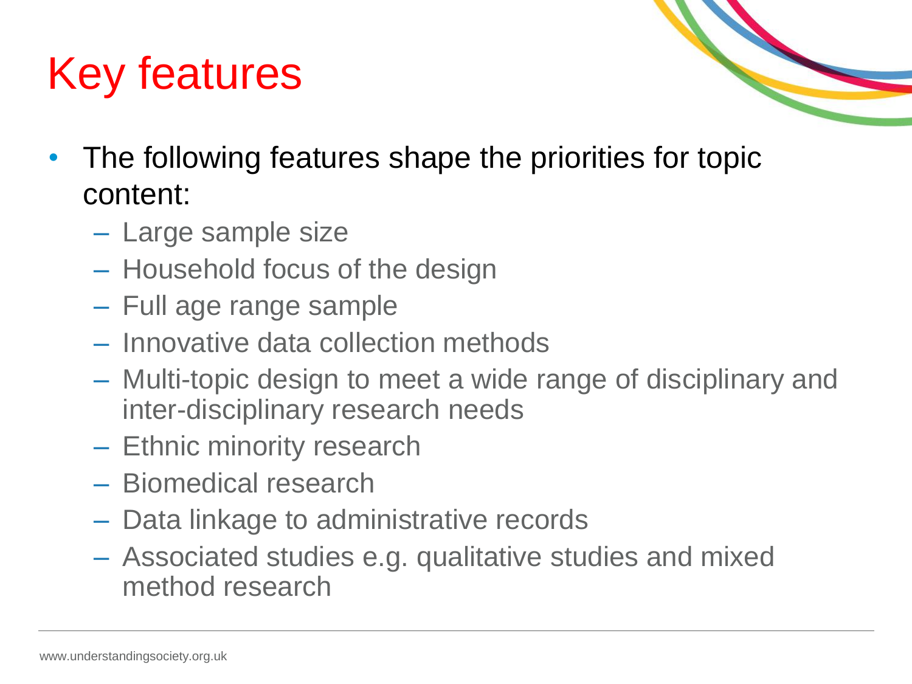# Key features

- The following features shape the priorities for topic content:
  - Large sample size
  - Household focus of the design
  - Full age range sample
  - Innovative data collection methods
  - Multi-topic design to meet a wide range of disciplinary and inter-disciplinary research needs
  - Ethnic minority research
  - Biomedical research
  - Data linkage to administrative records
  - Associated studies e.g. qualitative studies and mixed method research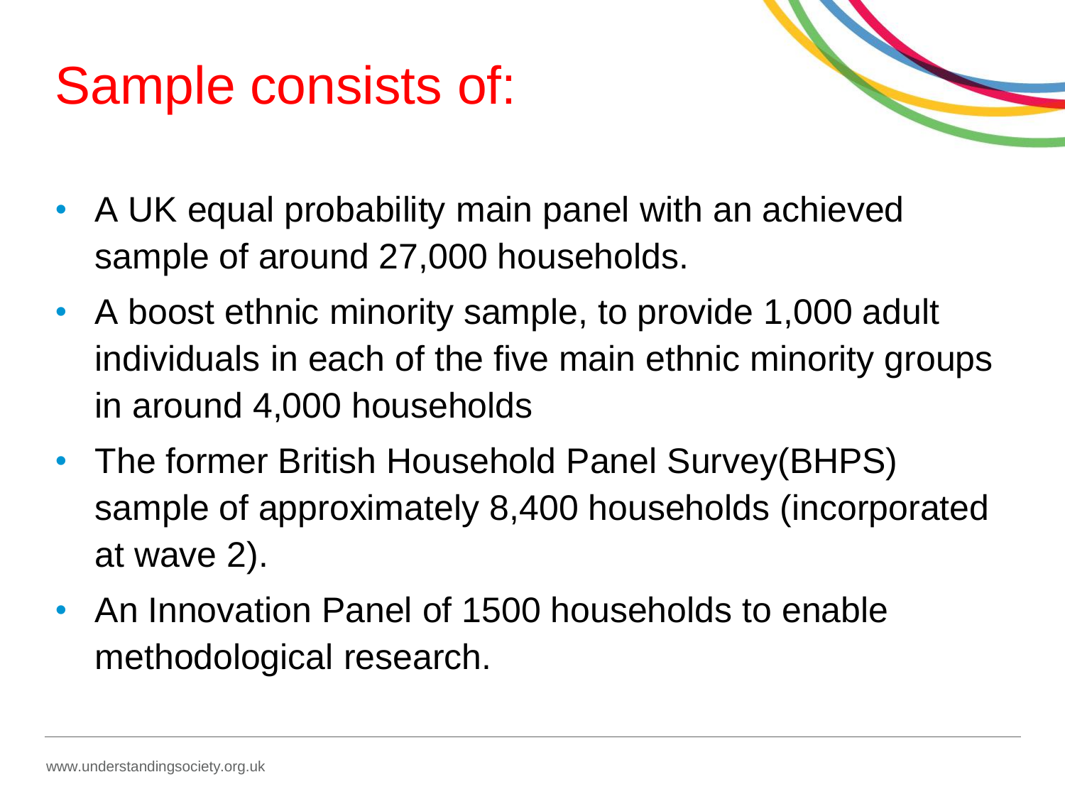# Sample consists of:

- A UK equal probability main panel with an achieved sample of around 27,000 households.
- A boost ethnic minority sample, to provide 1,000 adult individuals in each of the five main ethnic minority groups in around 4,000 households
- The former British Household Panel Survey(BHPS) sample of approximately 8,400 households (incorporated at wave 2).
- An Innovation Panel of 1500 households to enable methodological research.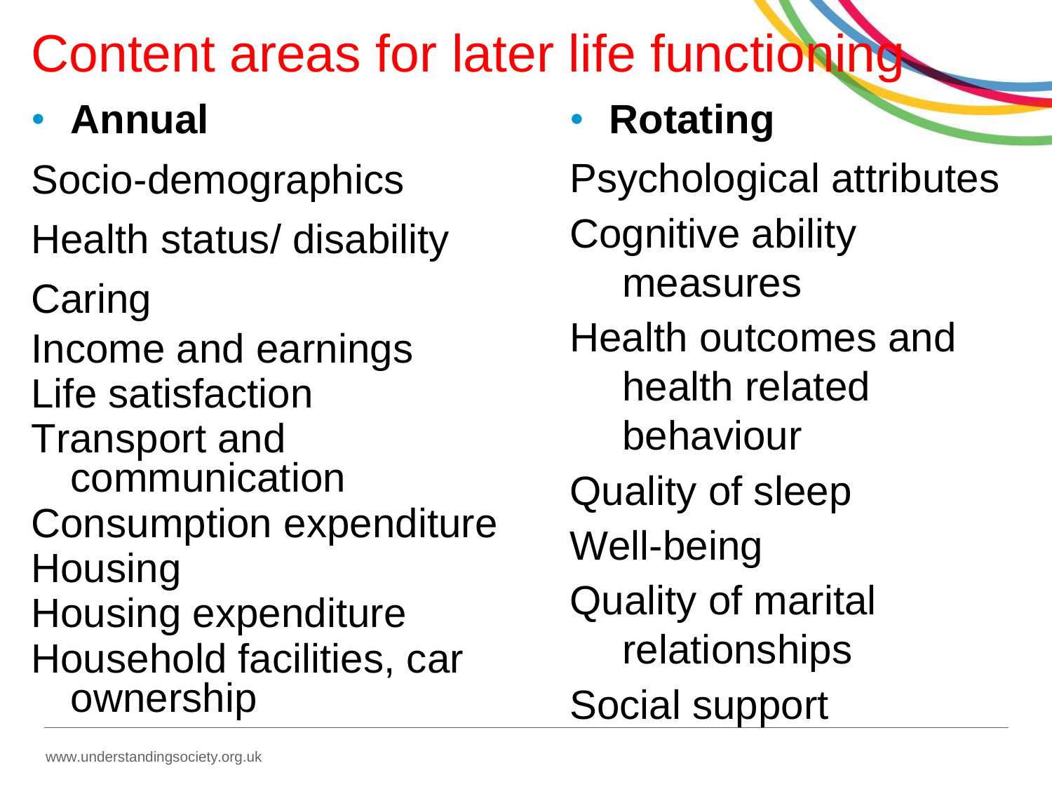# Content areas for later life functioning

- **Annual**

Socio-demographics

Health status/ disability

Caring

Income and earnings

Life satisfaction

Transport and communication

Consumption expenditure

Housing

Housing expenditure

Household facilities, car ownership

- **Rotating**

Psychological attributes

Cognitive ability measures

Health outcomes and health related behaviour

Quality of sleep

Well-being

Quality of marital relationships

Social support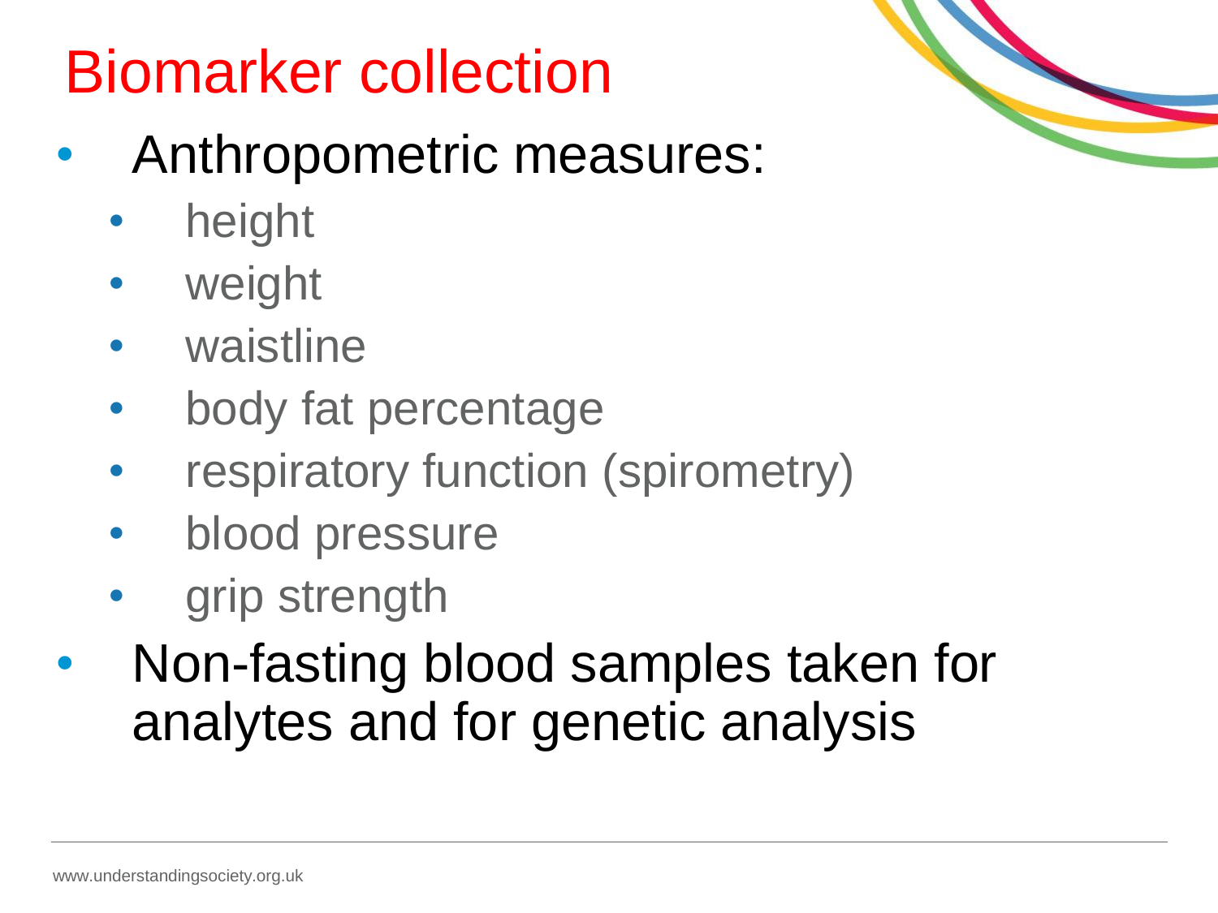# Biomarker collection

- Anthropometric measures:
  - height
  - weight
  - waistline
  - body fat percentage
  - respiratory function (spirometry)
  - blood pressure
  - grip strength
- Non-fasting blood samples taken for analytes and for genetic analysis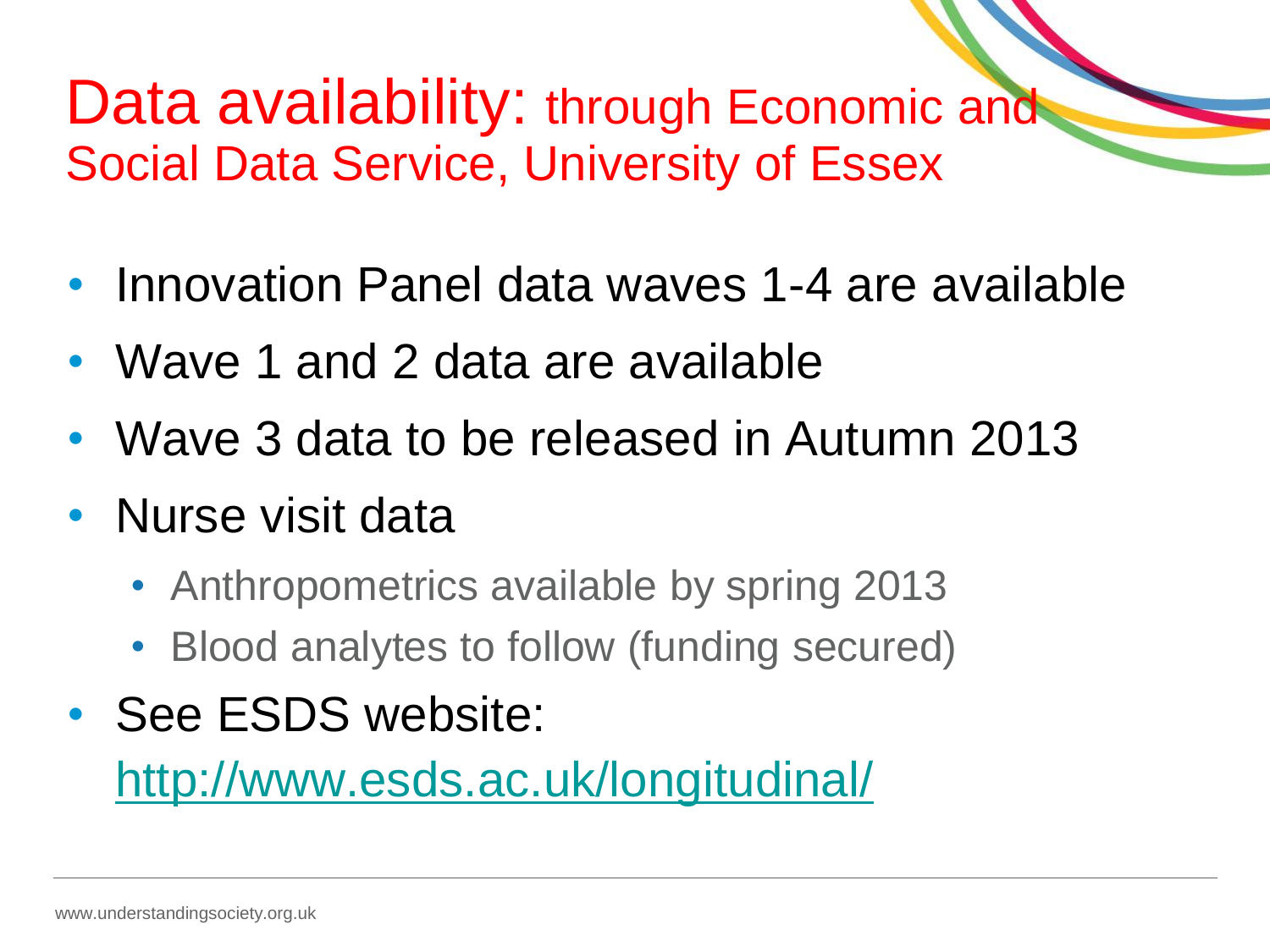# Data availability: through Economic and Social Data Service, University of Essex

- Innovation Panel data waves 1-4 are available
- Wave 1 and 2 data are available
- Wave 3 data to be released in Autumn 2013
- Nurse visit data
  - Anthropometrics available by spring 2013
  - Blood analytes to follow (funding secured)
- See ESDS website: http://www.esds.ac.uk/longitudinal/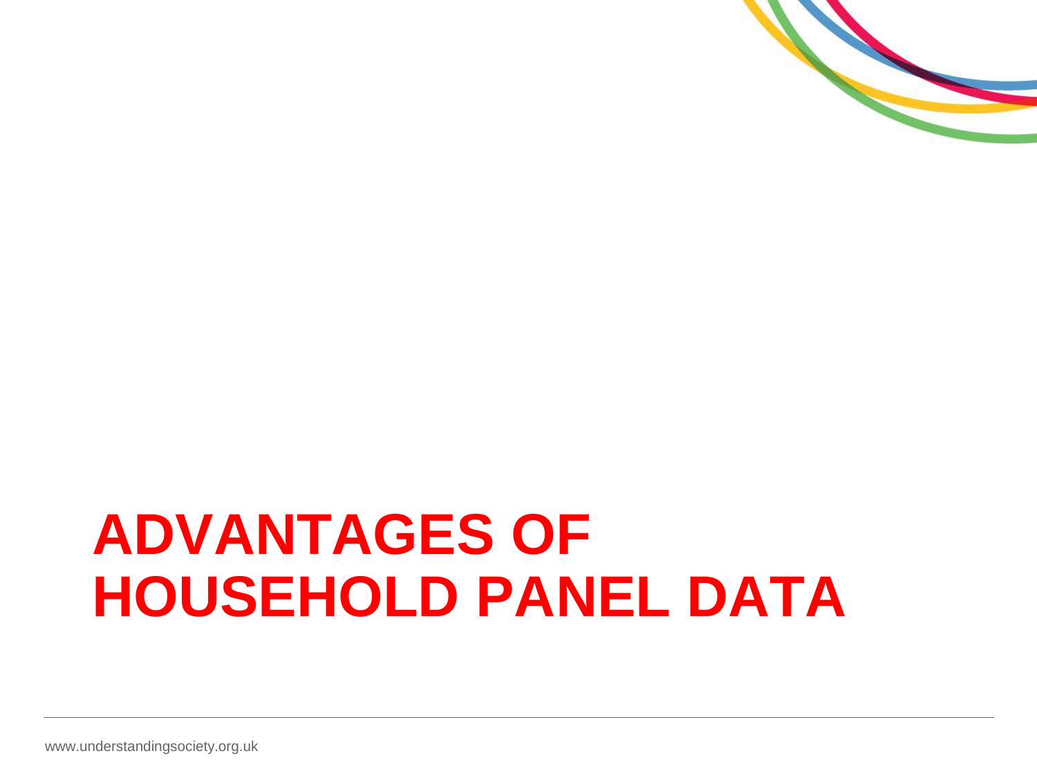# ADVANTAGES OF HOUSEHOLD PANEL DATA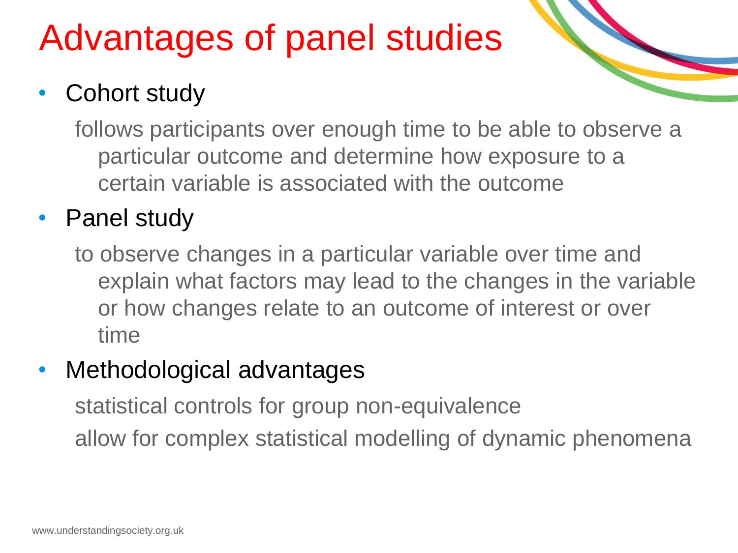# Advantages of panel studies

- Cohort study

  follows participants over enough time to be able to observe a particular outcome and determine how exposure to a certain variable is associated with the outcome

- Panel study

  to observe changes in a particular variable over time and explain what factors may lead to the changes in the variable or how changes relate to an outcome of interest or over time

- Methodological advantages

  statistical controls for group non-equivalence

  allow for complex statistical modelling of dynamic phenomena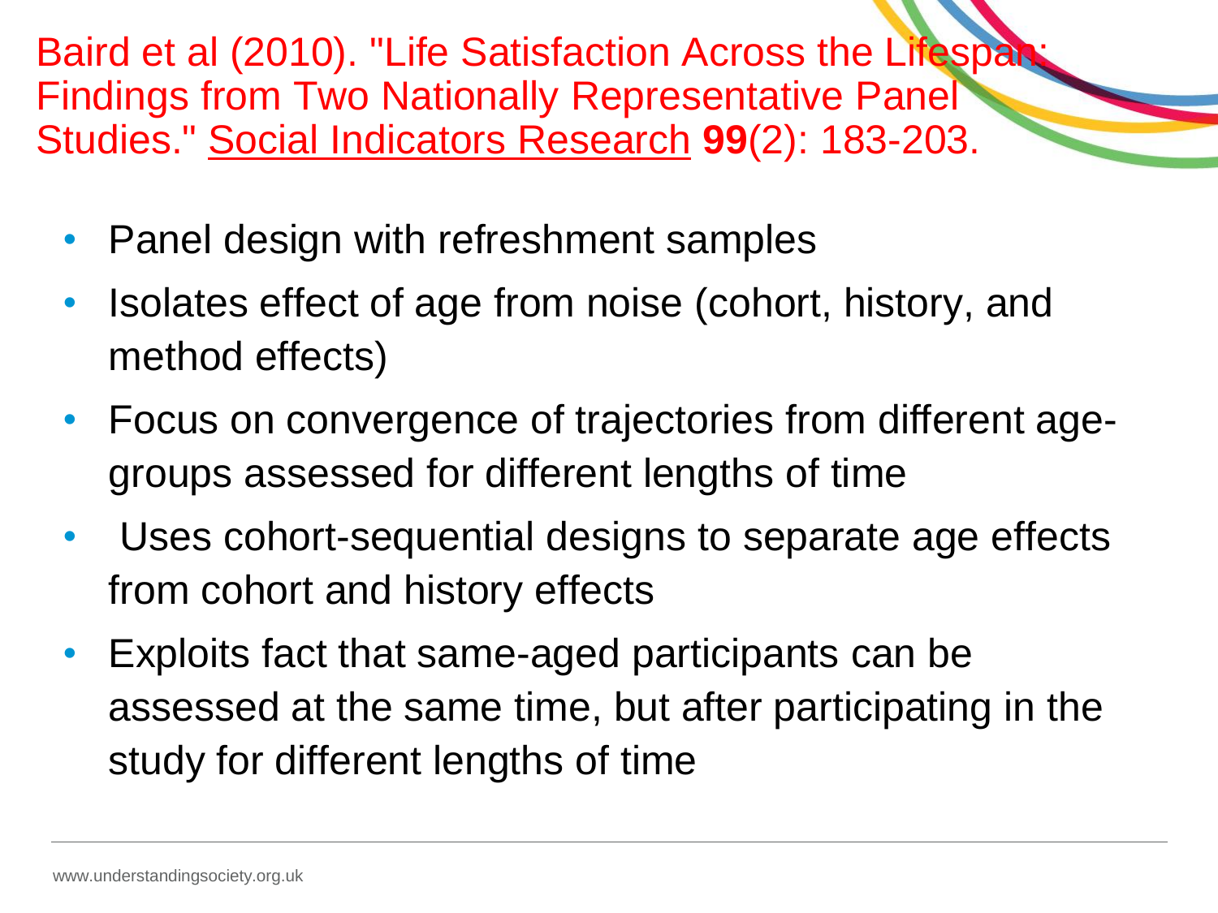# Baird et al (2010). "Life Satisfaction Across the Lifespan: Findings from Two Nationally Representative Panel Studies." Social Indicators Research **99**(2): 183-203.

- Panel design with refreshment samples
- Isolates effect of age from noise (cohort, history, and method effects)
- Focus on convergence of trajectories from different age-groups assessed for different lengths of time
- Uses cohort-sequential designs to separate age effects from cohort and history effects
- Exploits fact that same-aged participants can be assessed at the same time, but after participating in the study for different lengths of time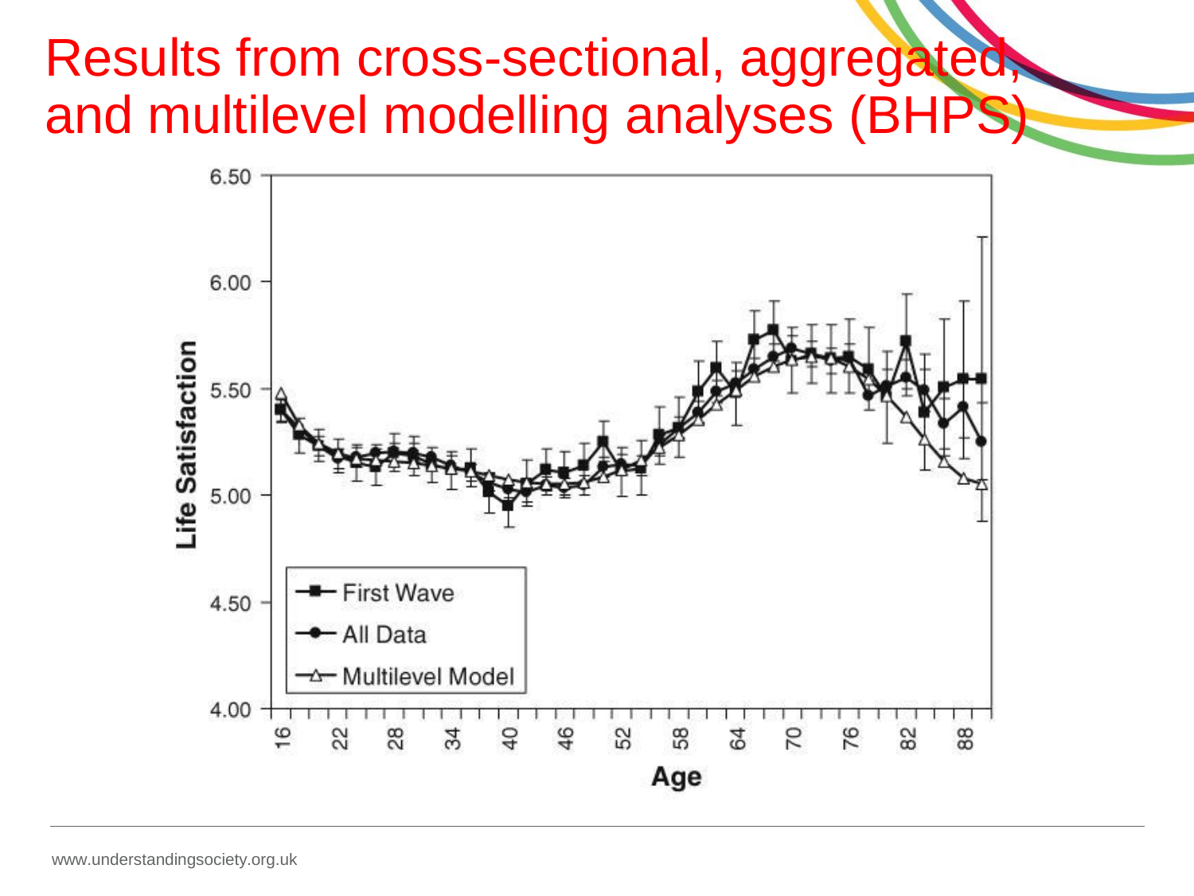# Results from cross-sectional, aggregated, and multilevel modelling analyses (BHPS)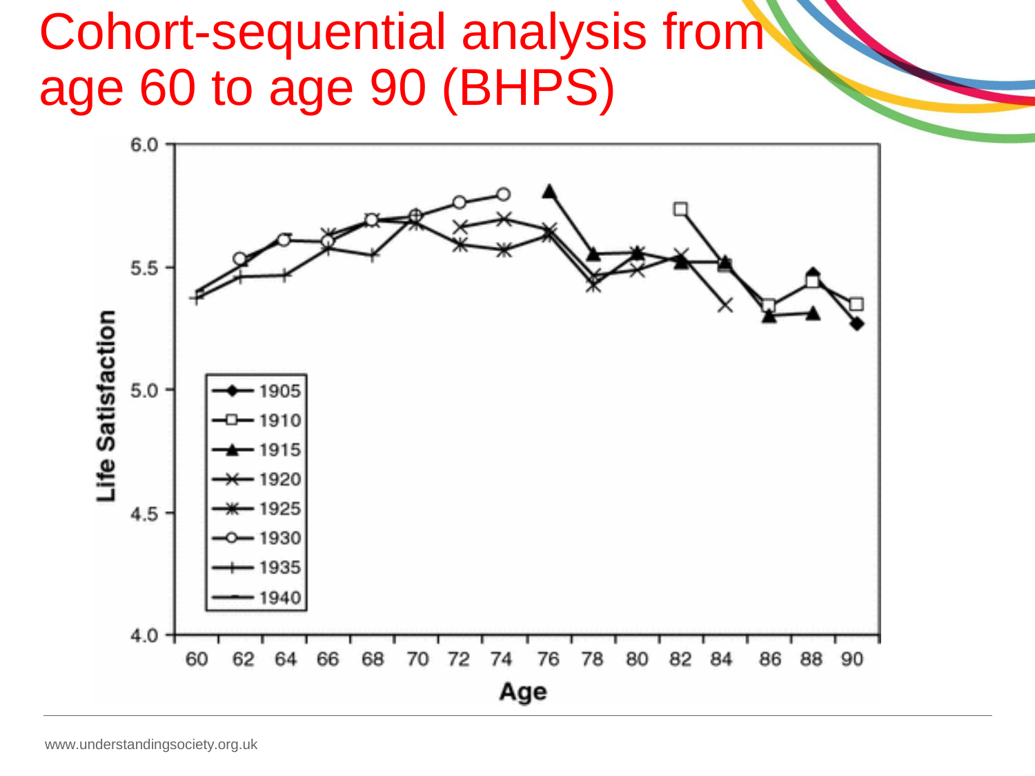# Cohort-sequential analysis from age 60 to age 90 (BHPS)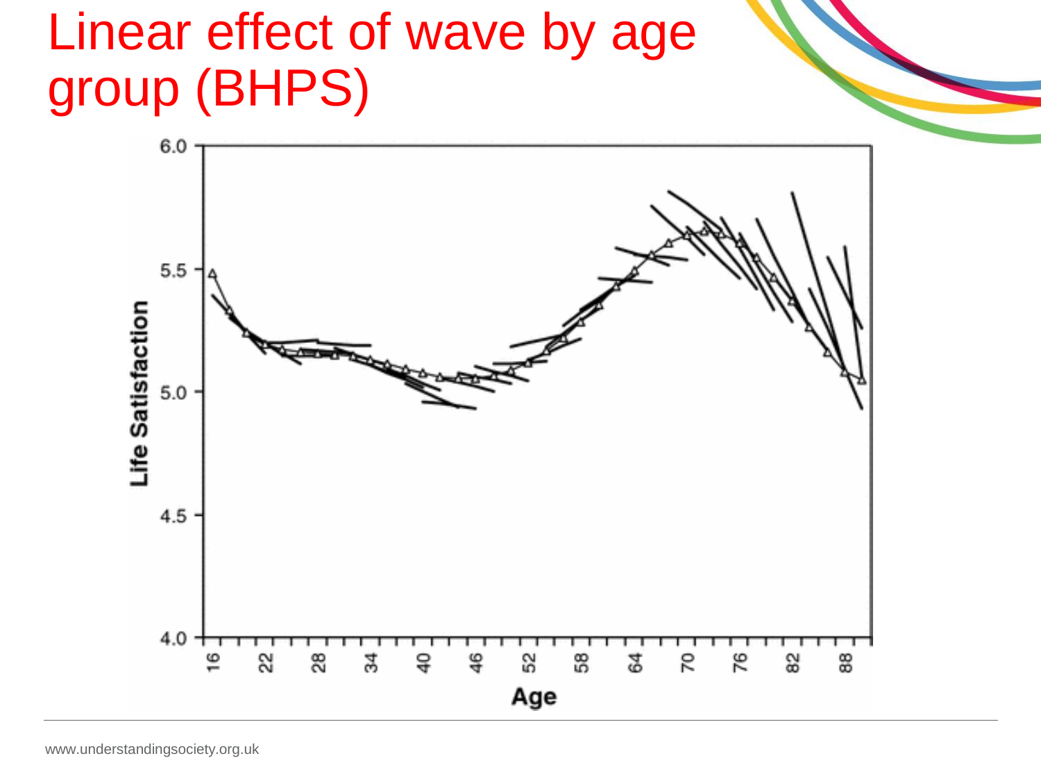# Linear effect of wave by age group (BHPS)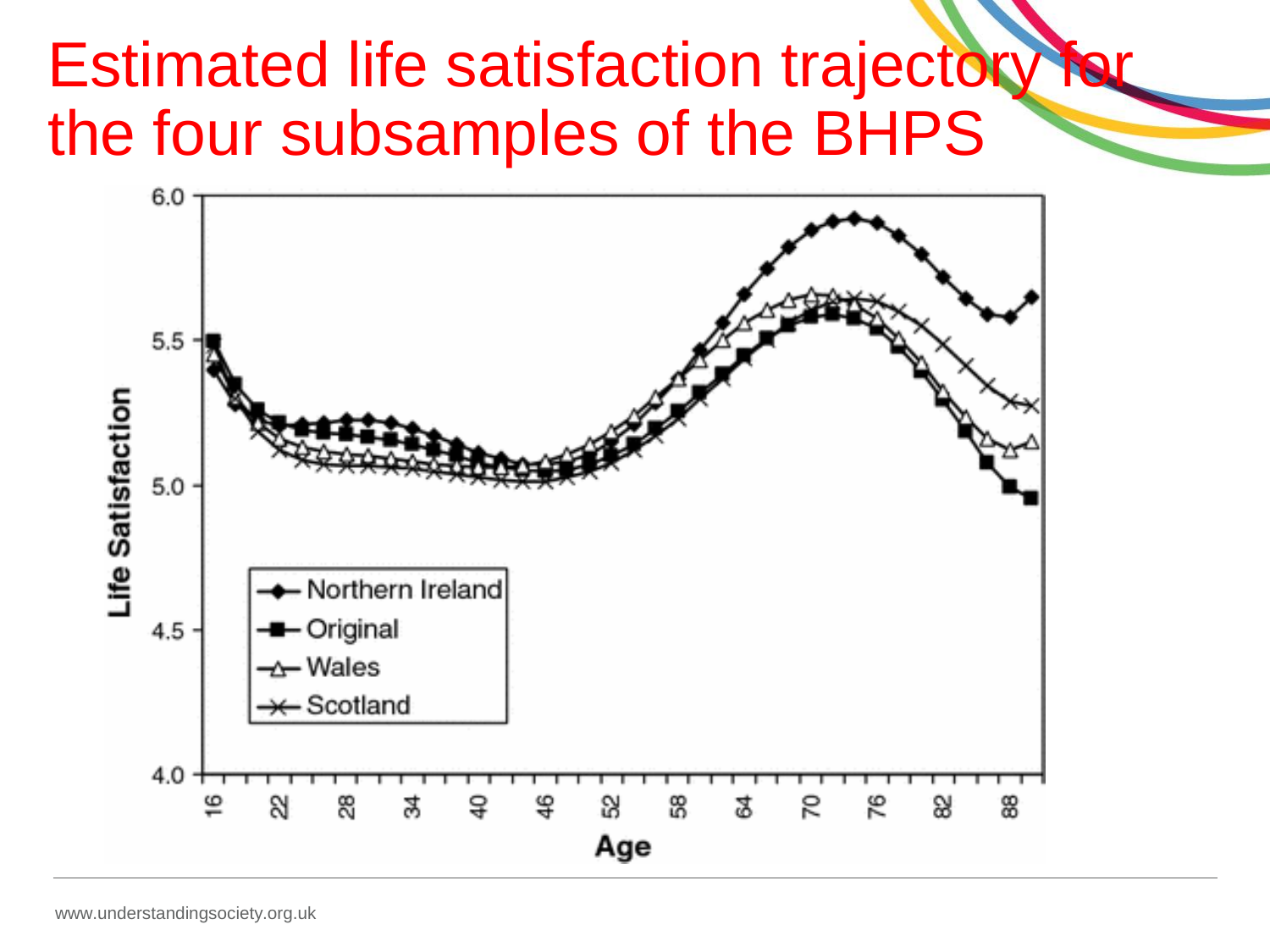# Estimated life satisfaction trajectory for the four subsamples of the BHPS

Life Satisfaction

6.0
5.5
5.0
4.5
4.0

Age

16 22 28 34 40 46 52 58 64 70 76 82 88

- Northern Ireland
- Original
- Wales
- Scotland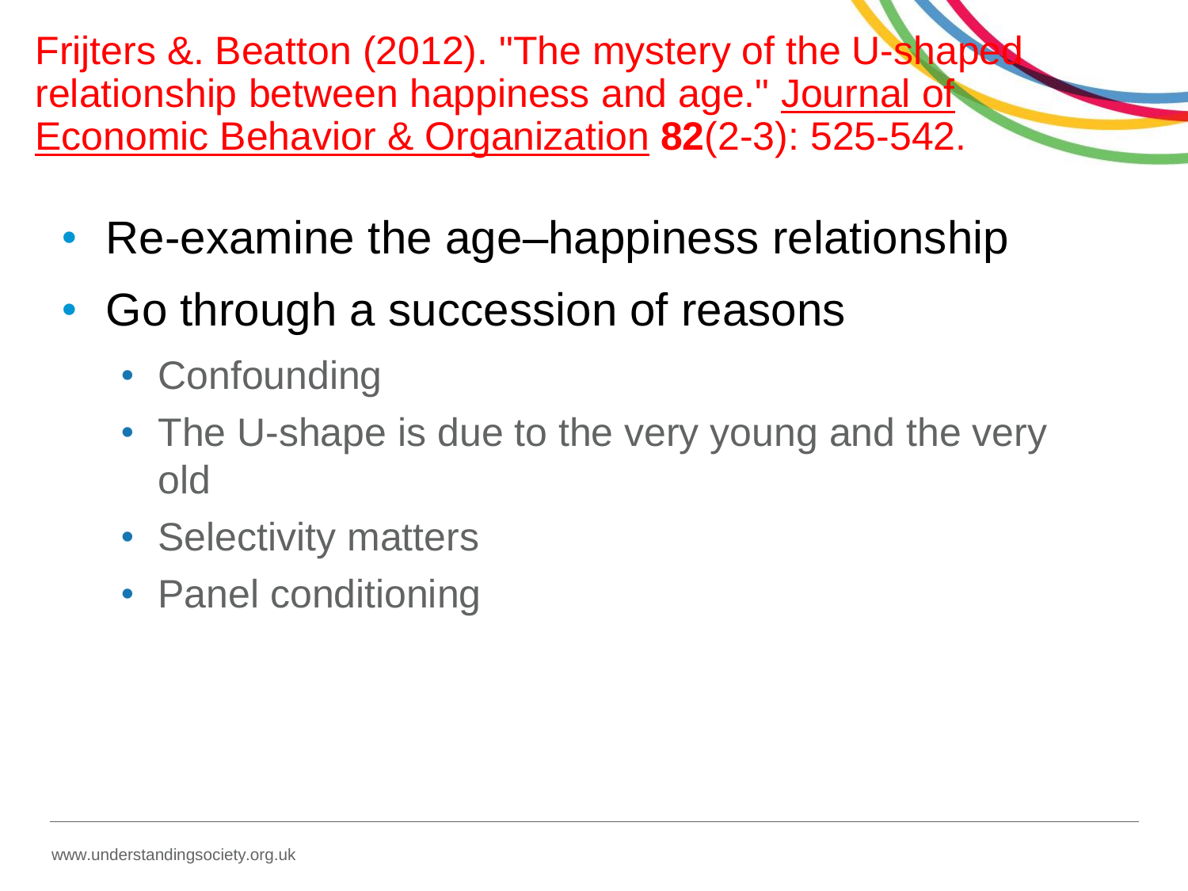## Frijters &. Beatton (2012). "The mystery of the U-shaped relationship between happiness and age." Journal of Economic Behavior & Organization **82**(2-3): 525-542.

- Re-examine the age–happiness relationship
- Go through a succession of reasons
  - Confounding
  - The U-shape is due to the very young and the very old
  - Selectivity matters
  - Panel conditioning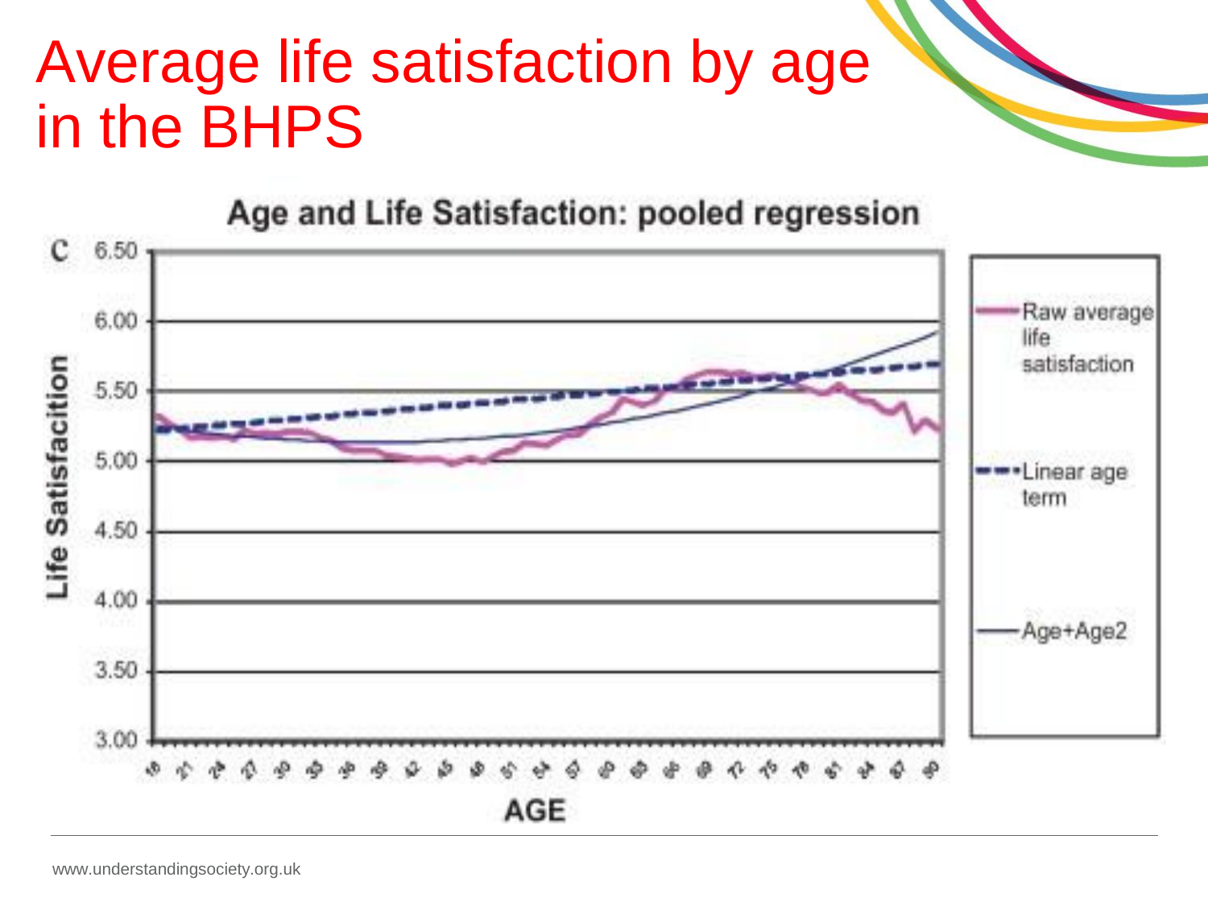# Average life satisfaction by age in the BHPS

**Age and Life Satisfaction: pooled regression**

C

Life Satisfacition

6.50
6.00
5.50
5.00
4.50
4.00
3.50
3.00

AGE

Raw average life satisfaction

Linear age term

Age+Age2

www.understandingsociety.org.uk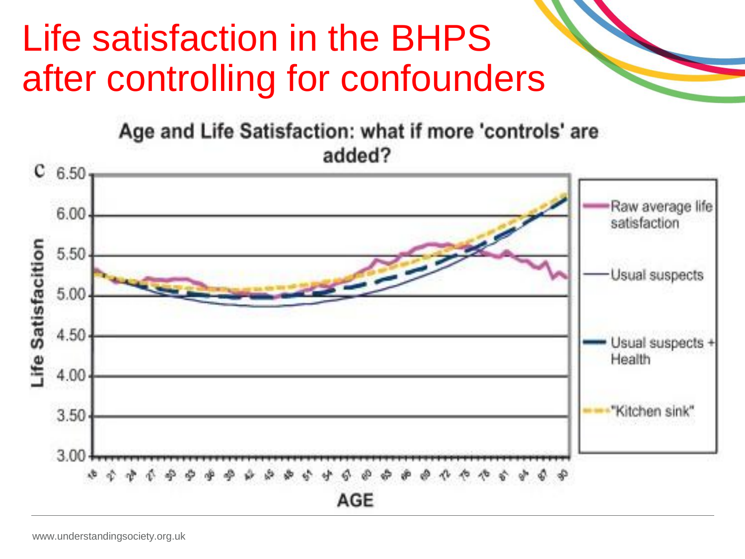# Life satisfaction in the BHPS after controlling for confounders

**Age and Life Satisfaction: what if more 'controls' are added?**

c

Life Satisfacition

6.50
6.00
5.50
5.00
4.50
4.00
3.50
3.00

AGE

- Raw average life satisfaction
- Usual suspects
- Usual suspects + Health
- "Kitchen sink"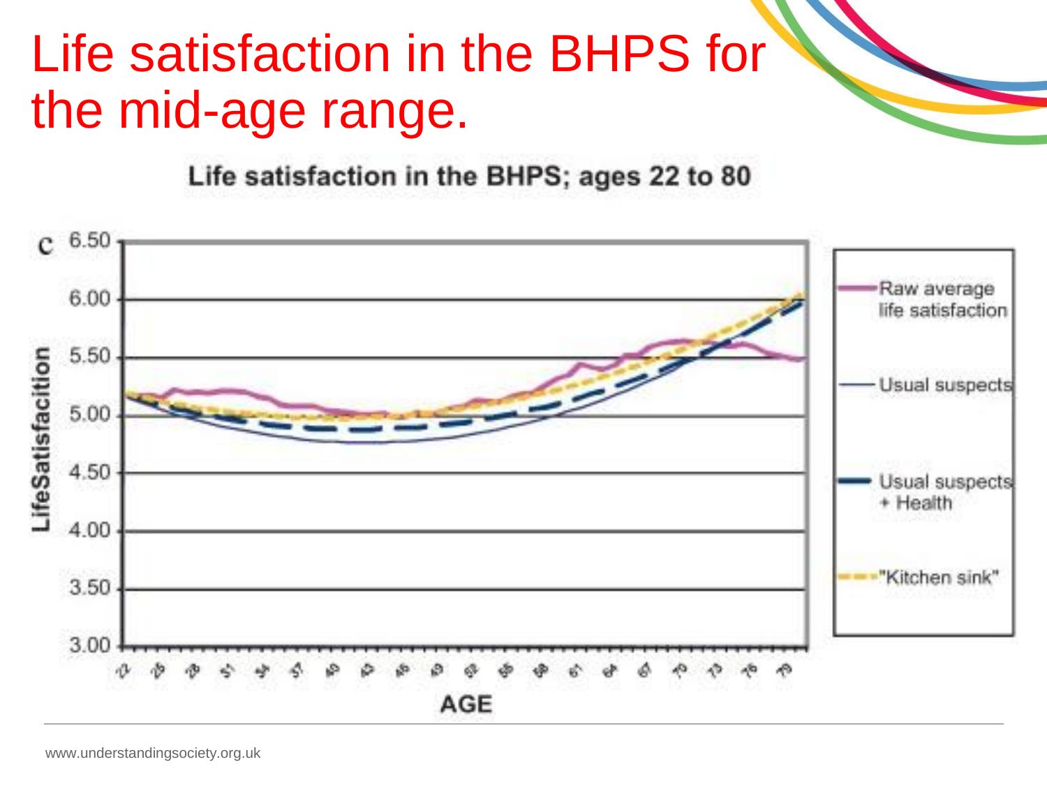# Life satisfaction in the BHPS for the mid-age range.

**Life satisfaction in the BHPS; ages 22 to 80**

c

LifeSatisfacition

6.50
6.00
5.50
5.00
4.50
4.00
3.50
3.00

AGE

22 25 28 31 34 37 40 43 46 49 52 55 58 61 64 67 70 73 76 79

Raw average life satisfaction

Usual suspects

Usual suspects + Health

"Kitchen sink"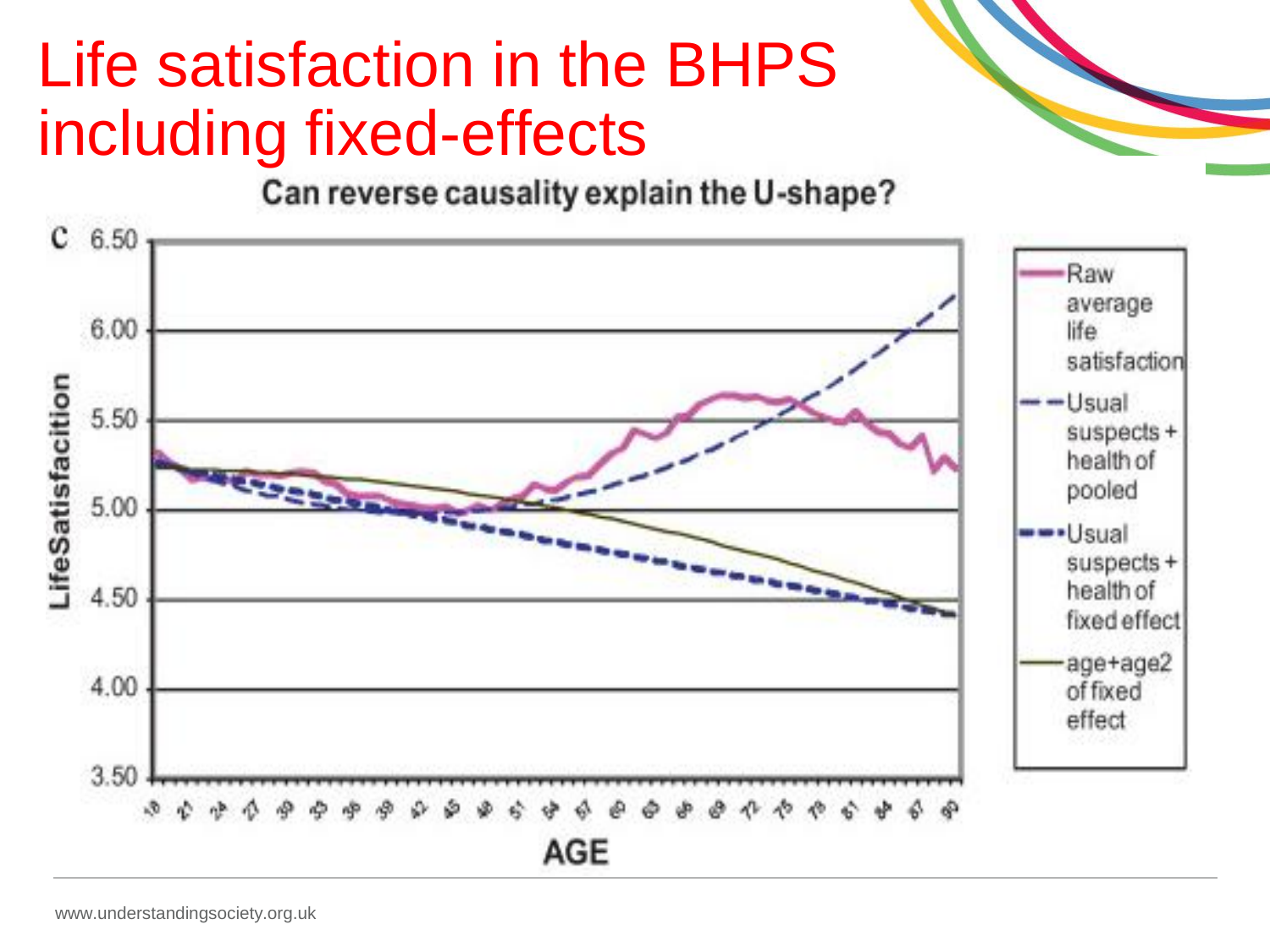# Life satisfaction in the BHPS including fixed-effects

Can reverse causality explain the U-shape?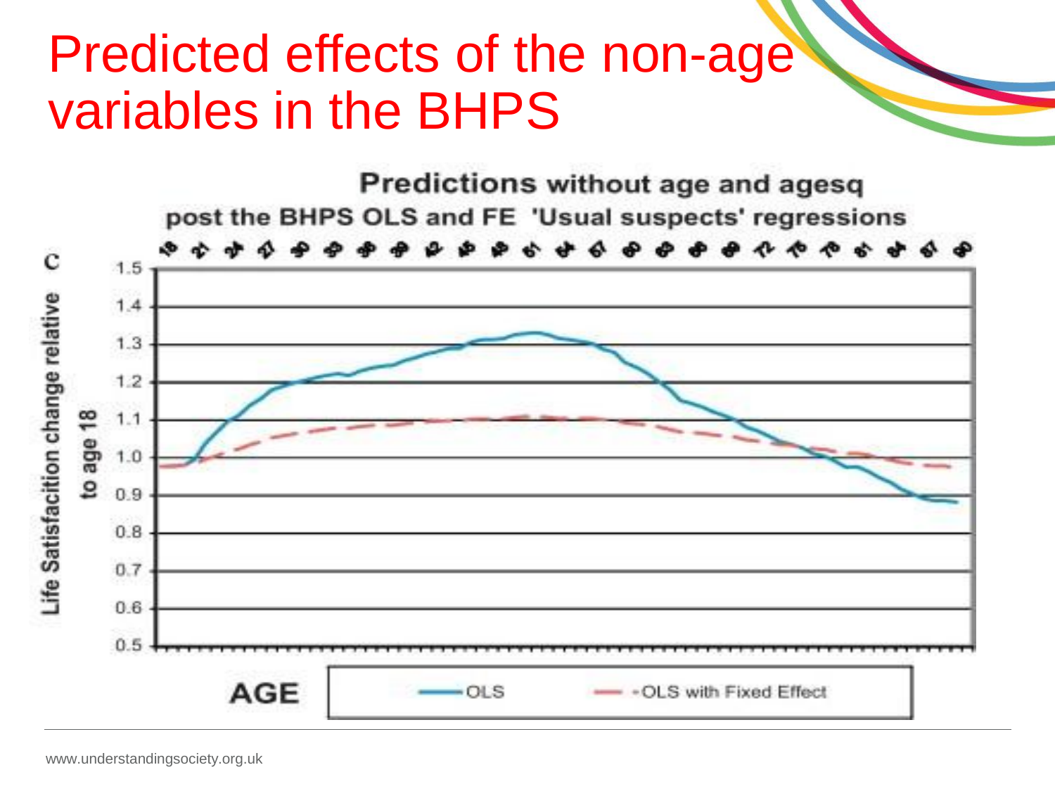# Predicted effects of the non-age variables in the BHPS

**Predictions without age and agesq**

**post the BHPS OLS and FE 'Usual suspects' regressions**

Life Satisfacition change relative to age 18

AGE

OLS

OLS with Fixed Effect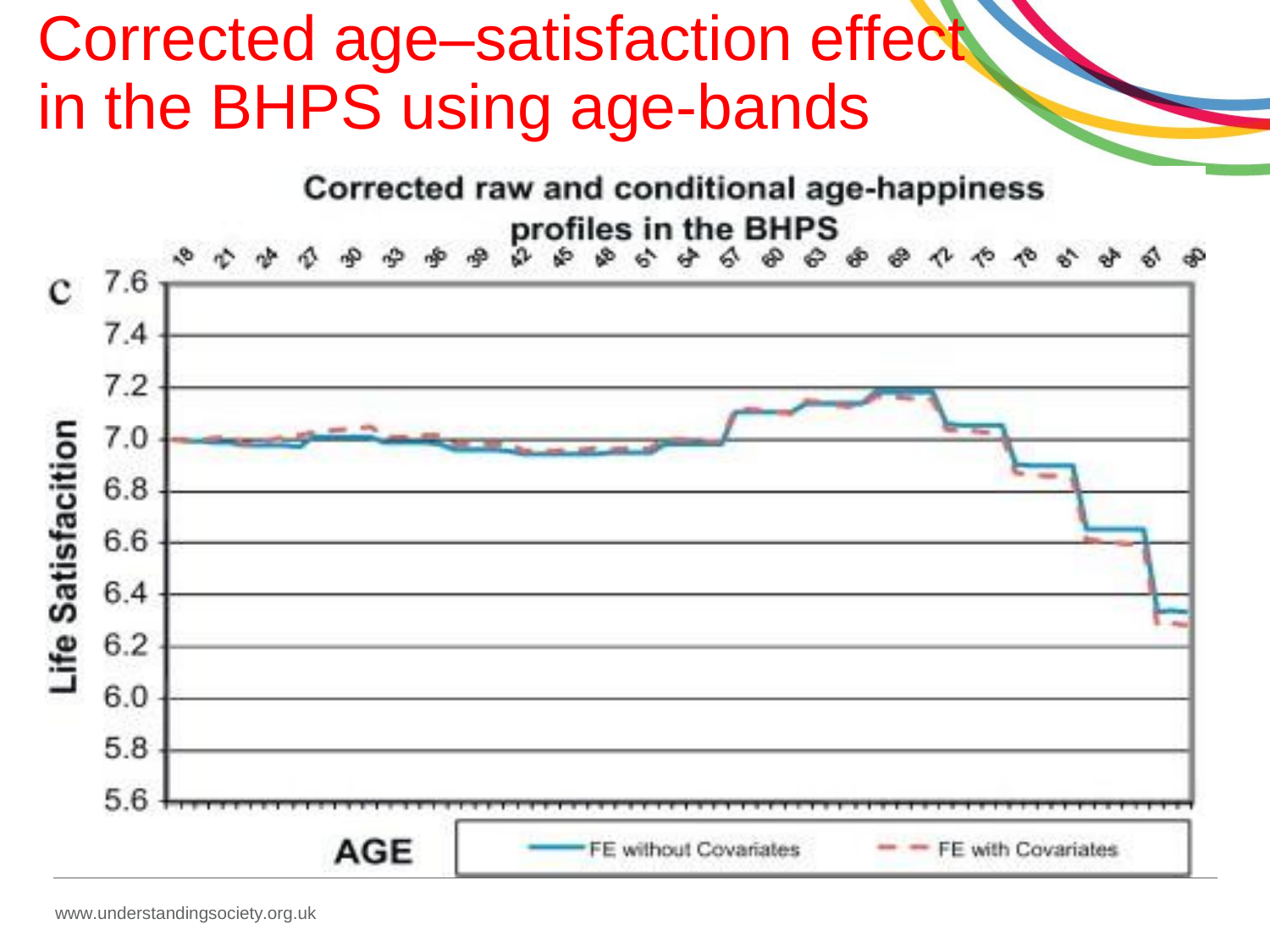# Corrected age–satisfaction effect in the BHPS using age-bands

**Corrected raw and conditional age-happiness profiles in the BHPS**

C

Life Satisfacition

AGE

FE without Covariates — FE with Covariates

www.understandingsociety.org.uk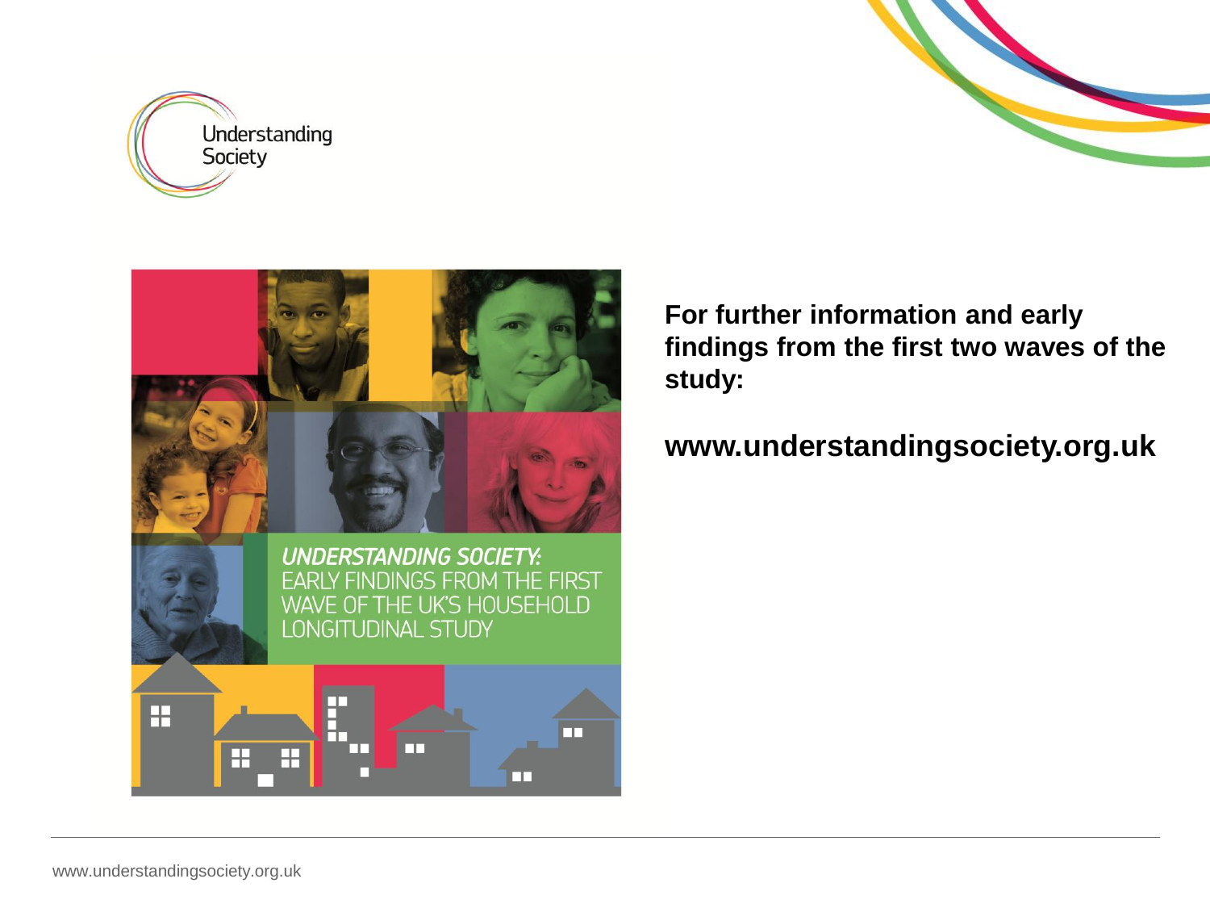For further information and early findings from the first two waves of the study:

**www.understandingsociety.org.uk**